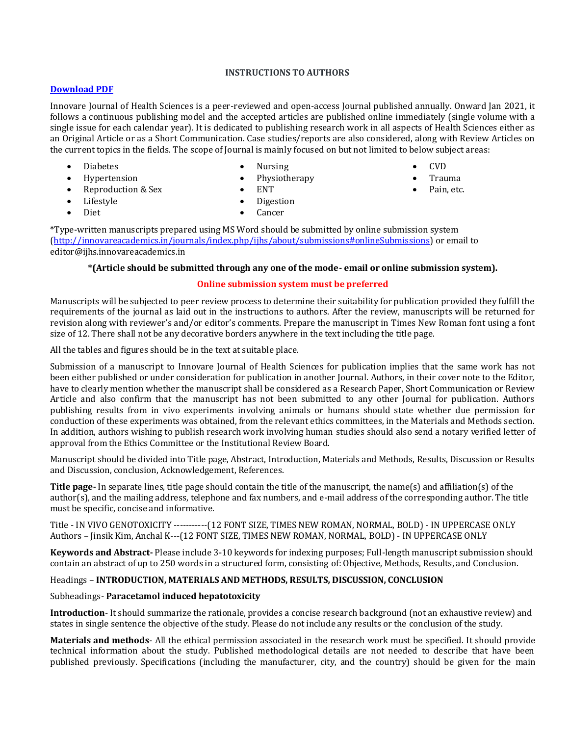**INSTRUCTIONS TO AUTHORS**

**[Download PDF]()**

Innovare Journal of Health Sciences is a peer-reviewed and open-access Journal published annually. Onward Jan 2021, it follows a continuous publishing model and the accepted articles are published online immediately (single volume with a single issue for each calendar year). It is dedicated to publishing research work in all aspects of Health Sciences either as an Original Article or as a Short Communication. Case studies/reports are also considered, along with Review Articles on the current topics in the fields. The scope of Journal is mainly focused on but not limited to below subject areas:

- Diabetes
- Hypertension
- Reproduction & Sex
- Lifestyle
- Diet
- Nursing
- Physiotherapy
- ENT
- Digestion
- Cancer
- CVD
- Trauma
- Pain, etc.

*Type-written manuscripts prepared using MS Word should be submitted by online submission system (http://innovareacademics.in/journals/index.php/ijhs/about/submissions#onlineSubmissions) or email to editor@ijhs.innovareacademics.in

**\*(Article should be submitted through any one of the mode- email or online submission system).**

**Online submission system must be preferred**

Manuscripts will be subjected to peer review process to determine their suitability for publication provided they fulfill the requirements of the journal as laid out in the instructions to authors. After the review, manuscripts will be returned for revision along with reviewer's and/or editor's comments. Prepare the manuscript in Times New Roman font using a font size of 12. There shall not be any decorative borders anywhere in the text including the title page.

All the tables and figures should be in the text at suitable place.

Submission of a manuscript to Innovare Journal of Health Sciences for publication implies that the same work has not been either published or under consideration for publication in another Journal. Authors, in their cover note to the Editor, have to clearly mention whether the manuscript shall be considered as a Research Paper, Short Communication or Review Article and also confirm that the manuscript has not been submitted to any other Journal for publication. Authors publishing results from in vivo experiments involving animals or humans should state whether due permission for conduction of these experiments was obtained, from the relevant ethics committees, in the Materials and Methods section. In addition, authors wishing to publish research work involving human studies should also send a notary verified letter of approval from the Ethics Committee or the Institutional Review Board.

Manuscript should be divided into Title page, Abstract, Introduction, Materials and Methods, Results, Discussion or Results and Discussion, conclusion, Acknowledgement, References.

**Title page-** In separate lines, title page should contain the title of the manuscript, the name(s) and affiliation(s) of the author(s), and the mailing address, telephone and fax numbers, and e-mail address of the corresponding author. The title must be specific, concise and informative.

Title - IN VIVO GENOTOXICITY -----------(12 FONT SIZE, TIMES NEW ROMAN, NORMAL, BOLD) - IN UPPERCASE ONLY
Authors – Jinsik Kim, Anchal K---(12 FONT SIZE, TIMES NEW ROMAN, NORMAL, BOLD) - IN UPPERCASE ONLY

**Keywords and Abstract-** Please include 3-10 keywords for indexing purposes; Full-length manuscript submission should contain an abstract of up to 250 words in a structured form, consisting of: Objective, Methods, Results, and Conclusion.

Headings – **INTRODUCTION, MATERIALS AND METHODS, RESULTS, DISCUSSION, CONCLUSION**

Subheadings- **Paracetamol induced hepatotoxicity**

**Introduction**- It should summarize the rationale, provides a concise research background (not an exhaustive review) and states in single sentence the objective of the study. Please do not include any results or the conclusion of the study.

**Materials and methods**- All the ethical permission associated in the research work must be specified. It should provide technical information about the study. Published methodological details are not needed to describe that have been published previously. Specifications (including the manufacturer, city, and the country) should be given for the main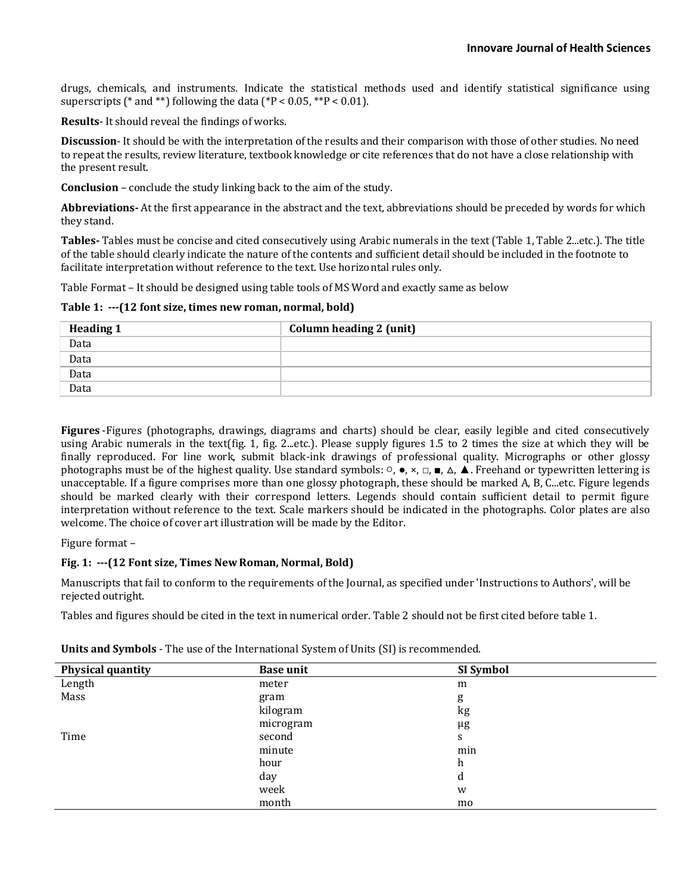drugs, chemicals, and instruments. Indicate the statistical methods used and identify statistical significance using superscripts (* and **) following the data (*P < 0.05, **P < 0.01).

**Results**- It should reveal the findings of works.

**Discussion**- It should be with the interpretation of the results and their comparison with those of other studies. No need to repeat the results, review literature, textbook knowledge or cite references that do not have a close relationship with the present result.

**Conclusion** – conclude the study linking back to the aim of the study.

**Abbreviations-** At the first appearance in the abstract and the text, abbreviations should be preceded by words for which they stand.

**Tables-** Tables must be concise and cited consecutively using Arabic numerals in the text (Table 1, Table 2...etc.). The title of the table should clearly indicate the nature of the contents and sufficient detail should be included in the footnote to facilitate interpretation without reference to the text. Use horizontal rules only.

Table Format – It should be designed using table tools of MS Word and exactly same as below

**Table 1: ---(12 font size, times new roman, normal, bold)**

| Heading 1 | Column heading 2 (unit) |
|---|---|
| Data | |
| Data | |
| Data | |
| Data | |

**Figures** -Figures (photographs, drawings, diagrams and charts) should be clear, easily legible and cited consecutively using Arabic numerals in the text(fig. 1, fig. 2...etc.). Please supply figures 1.5 to 2 times the size at which they will be finally reproduced. For line work, submit black-ink drawings of professional quality. Micrographs or other glossy photographs must be of the highest quality. Use standard symbols: ○, ●, ×, □, ■, △, ▲. Freehand or typewritten lettering is unacceptable. If a figure comprises more than one glossy photograph, these should be marked A, B, C...etc. Figure legends should be marked clearly with their correspond letters. Legends should contain sufficient detail to permit figure interpretation without reference to the text. Scale markers should be indicated in the photographs. Color plates are also welcome. The choice of cover art illustration will be made by the Editor.

Figure format –

**Fig. 1: ---(12 Font size, Times New Roman, Normal, Bold)**

Manuscripts that fail to conform to the requirements of the Journal, as specified under 'Instructions to Authors', will be rejected outright.

Tables and figures should be cited in the text in numerical order. Table 2 should not be first cited before table 1.

**Units and Symbols** - The use of the International System of Units (SI) is recommended.

| Physical quantity | Base unit | SI Symbol |
|---|---|---|
| Length | meter | m |
| Mass | gram | g |
| | kilogram | kg |
| | microgram | μg |
| Time | second | s |
| | minute | min |
| | hour | h |
| | day | d |
| | week | w |
| | month | mo |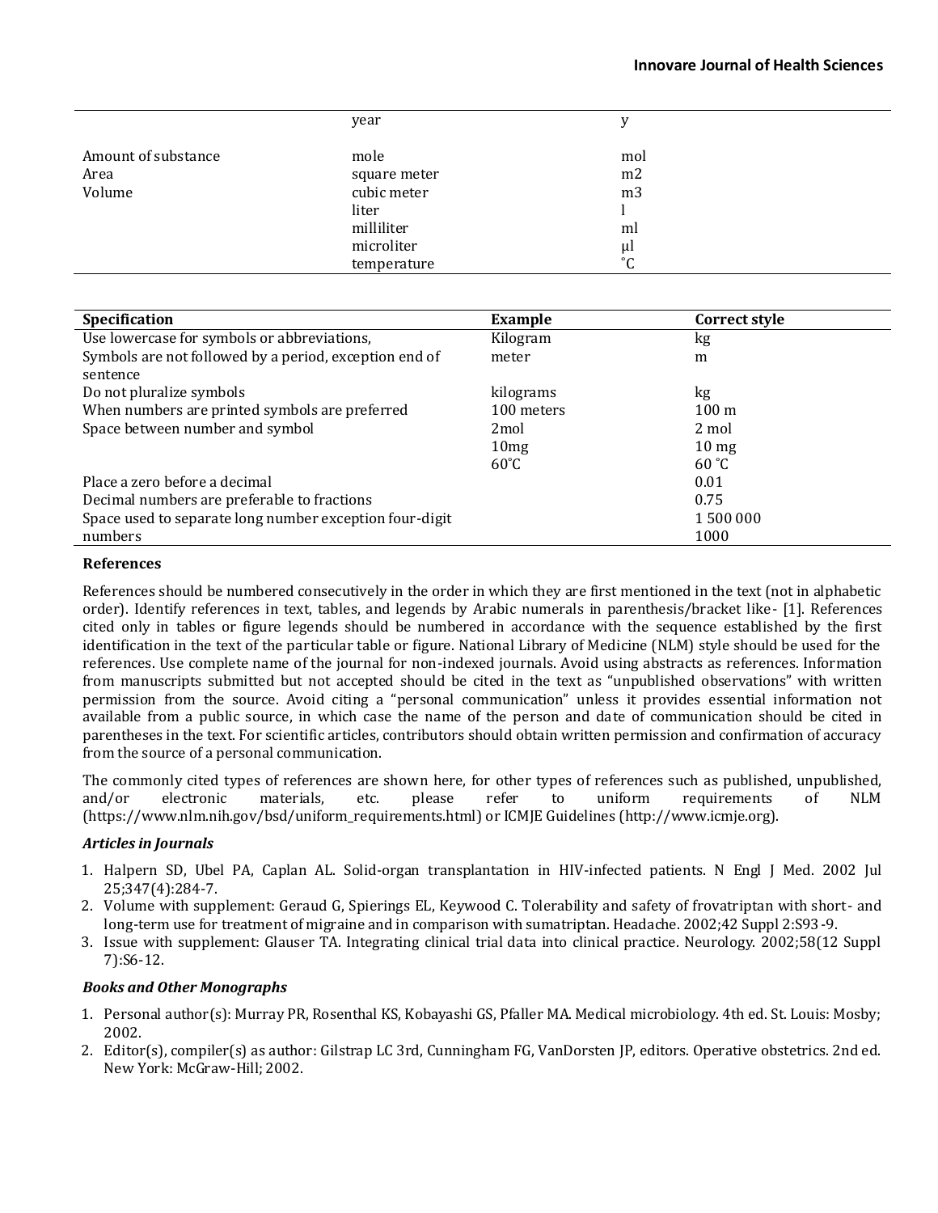| | | |
|---|---|---|
| | year | y |
| Amount of substance | mole | mol |
| Area | square meter | m2 |
| Volume | cubic meter | m3 |
| | liter | l |
| | milliliter | ml |
| | microliter | μl |
| | temperature | ˚C |

| Specification | Example | Correct style |
|---|---|---|
| Use lowercase for symbols or abbreviations, | Kilogram | kg |
| Symbols are not followed by a period, exception end of sentence | meter | m |
| Do not pluralize symbols | kilograms | kg |
| When numbers are printed symbols are preferred | 100 meters | 100 m |
| Space between number and symbol | 2mol | 2 mol |
| | 10mg | 10 mg |
| | 60˚C | 60 ˚C |
| Place a zero before a decimal | | 0.01 |
| Decimal numbers are preferable to fractions | | 0.75 |
| Space used to separate long number exception four-digit numbers | | 1 500 000<br>1000 |

### References

References should be numbered consecutively in the order in which they are first mentioned in the text (not in alphabetic order). Identify references in text, tables, and legends by Arabic numerals in parenthesis/bracket like- [1]. References cited only in tables or figure legends should be numbered in accordance with the sequence established by the first identification in the text of the particular table or figure. National Library of Medicine (NLM) style should be used for the references. Use complete name of the journal for non-indexed journals. Avoid using abstracts as references. Information from manuscripts submitted but not accepted should be cited in the text as "unpublished observations" with written permission from the source. Avoid citing a "personal communication" unless it provides essential information not available from a public source, in which case the name of the person and date of communication should be cited in parentheses in the text. For scientific articles, contributors should obtain written permission and confirmation of accuracy from the source of a personal communication.

The commonly cited types of references are shown here, for other types of references such as published, unpublished, and/or electronic materials, etc. please refer to uniform requirements of NLM (https://www.nlm.nih.gov/bsd/uniform_requirements.html) or ICMJE Guidelines (http://www.icmje.org).

#### *Articles in Journals*

1. Halpern SD, Ubel PA, Caplan AL. Solid-organ transplantation in HIV-infected patients. N Engl J Med. 2002 Jul 25;347(4):284-7.
2. Volume with supplement: Geraud G, Spierings EL, Keywood C. Tolerability and safety of frovatriptan with short- and long-term use for treatment of migraine and in comparison with sumatriptan. Headache. 2002;42 Suppl 2:S93-9.
3. Issue with supplement: Glauser TA. Integrating clinical trial data into clinical practice. Neurology. 2002;58(12 Suppl 7):S6-12.

#### *Books and Other Monographs*

1. Personal author(s): Murray PR, Rosenthal KS, Kobayashi GS, Pfaller MA. Medical microbiology. 4th ed. St. Louis: Mosby; 2002.
2. Editor(s), compiler(s) as author: Gilstrap LC 3rd, Cunningham FG, VanDorsten JP, editors. Operative obstetrics. 2nd ed. New York: McGraw-Hill; 2002.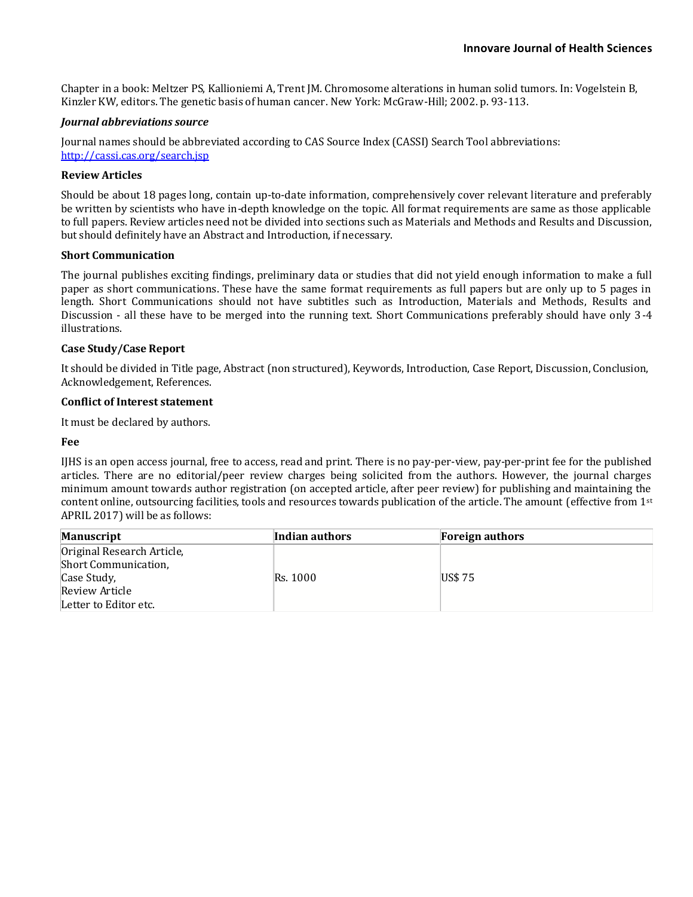Chapter in a book: Meltzer PS, Kallioniemi A, Trent JM. Chromosome alterations in human solid tumors. In: Vogelstein B, Kinzler KW, editors. The genetic basis of human cancer. New York: McGraw-Hill; 2002. p. 93-113.

***Journal abbreviations source***

Journal names should be abbreviated according to CAS Source Index (CASSI) Search Tool abbreviations: [http://cassi.cas.org/search.jsp](http://cassi.cas.org/search.jsp)

**Review Articles**

Should be about 18 pages long, contain up-to-date information, comprehensively cover relevant literature and preferably be written by scientists who have in-depth knowledge on the topic. All format requirements are same as those applicable to full papers. Review articles need not be divided into sections such as Materials and Methods and Results and Discussion, but should definitely have an Abstract and Introduction, if necessary.

**Short Communication**

The journal publishes exciting findings, preliminary data or studies that did not yield enough information to make a full paper as short communications. These have the same format requirements as full papers but are only up to 5 pages in length. Short Communications should not have subtitles such as Introduction, Materials and Methods, Results and Discussion - all these have to be merged into the running text. Short Communications preferably should have only 3-4 illustrations.

**Case Study/Case Report**

It should be divided in Title page, Abstract (non structured), Keywords, Introduction, Case Report, Discussion, Conclusion, Acknowledgement, References.

**Conflict of Interest statement**

It must be declared by authors.

**Fee**

IJHS is an open access journal, free to access, read and print. There is no pay-per-view, pay-per-print fee for the published articles. There are no editorial/peer review charges being solicited from the authors. However, the journal charges minimum amount towards author registration (on accepted article, after peer review) for publishing and maintaining the content online, outsourcing facilities, tools and resources towards publication of the article. The amount (effective from 1st APRIL 2017) will be as follows:

| Manuscript | Indian authors | Foreign authors |
|---|---|---|
| Original Research Article, Short Communication, Case Study, Review Article Letter to Editor etc. | Rs. 1000 | US$ 75 |